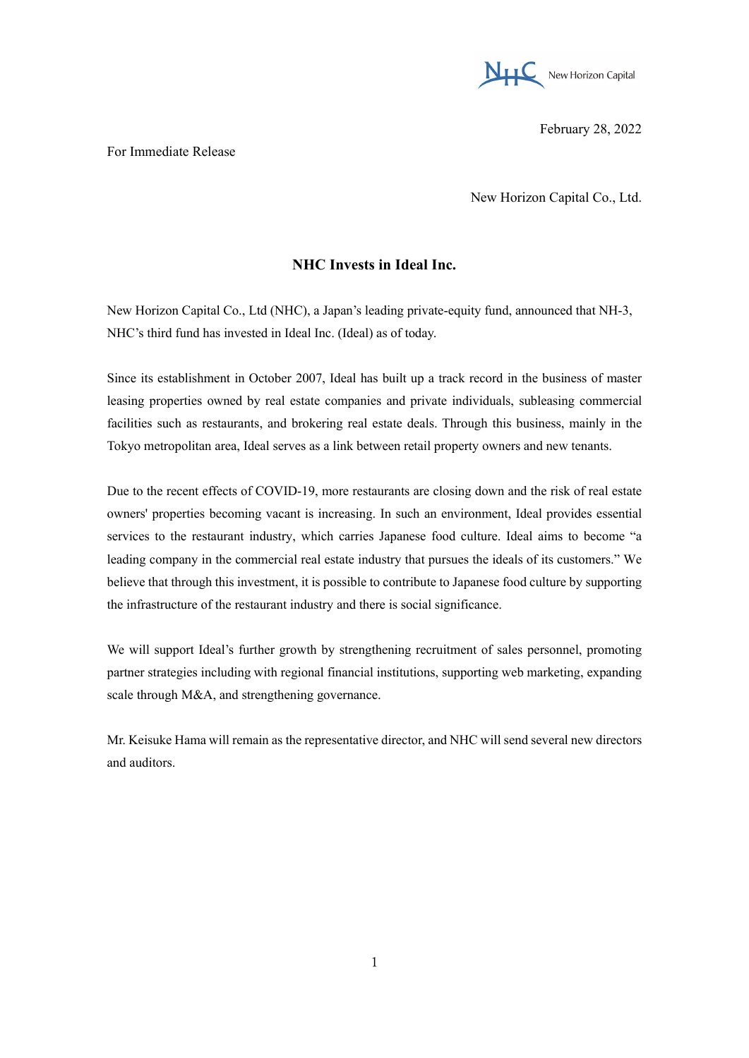February 28, 2022

For Immediate Release

New Horizon Capital Co., Ltd.

# NHC Invests in Ideal Inc.

New Horizon Capital Co., Ltd (NHC), a Japan's leading private-equity fund, announced that NH-3, NHC's third fund has invested in Ideal Inc. (Ideal) as of today.

Since its establishment in October 2007, Ideal has built up a track record in the business of master leasing properties owned by real estate companies and private individuals, subleasing commercial facilities such as restaurants, and brokering real estate deals. Through this business, mainly in the Tokyo metropolitan area, Ideal serves as a link between retail property owners and new tenants.

Due to the recent effects of COVID-19, more restaurants are closing down and the risk of real estate owners' properties becoming vacant is increasing. In such an environment, Ideal provides essential services to the restaurant industry, which carries Japanese food culture. Ideal aims to become "a leading company in the commercial real estate industry that pursues the ideals of its customers." We believe that through this investment, it is possible to contribute to Japanese food culture by supporting the infrastructure of the restaurant industry and there is social significance.

We will support Ideal's further growth by strengthening recruitment of sales personnel, promoting partner strategies including with regional financial institutions, supporting web marketing, expanding scale through M&A, and strengthening governance.

Mr. Keisuke Hama will remain as the representative director, and NHC will send several new directors and auditors.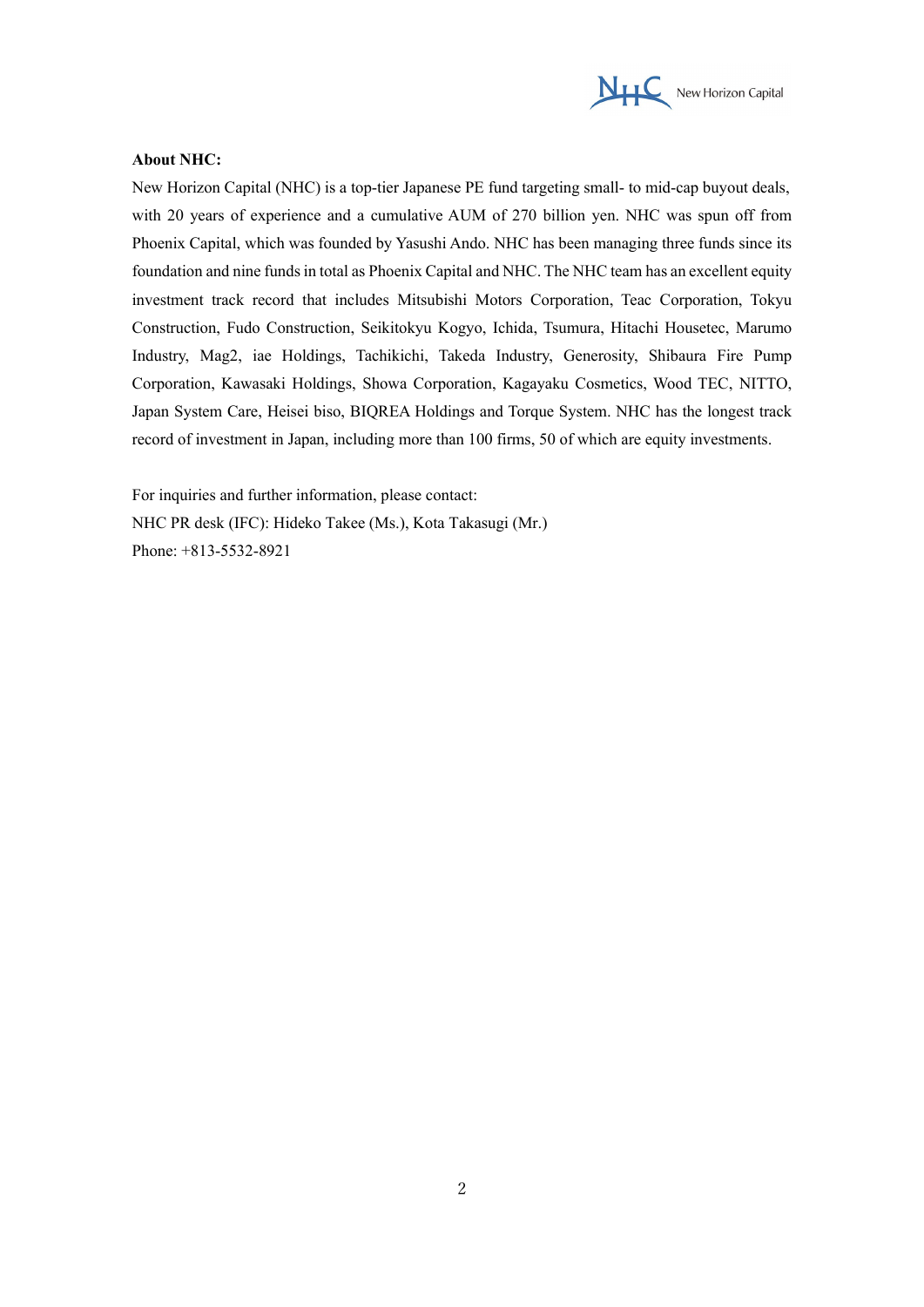**About NHC:**

New Horizon Capital (NHC) is a top-tier Japanese PE fund targeting small- to mid-cap buyout deals, with 20 years of experience and a cumulative AUM of 270 billion yen. NHC was spun off from Phoenix Capital, which was founded by Yasushi Ando. NHC has been managing three funds since its foundation and nine funds in total as Phoenix Capital and NHC. The NHC team has an excellent equity investment track record that includes Mitsubishi Motors Corporation, Teac Corporation, Tokyu Construction, Fudo Construction, Seikitokyu Kogyo, Ichida, Tsumura, Hitachi Housetec, Marumo Industry, Mag2, iae Holdings, Tachikichi, Takeda Industry, Generosity, Shibaura Fire Pump Corporation, Kawasaki Holdings, Showa Corporation, Kagayaku Cosmetics, Wood TEC, NITTO, Japan System Care, Heisei biso, BIQREA Holdings and Torque System. NHC has the longest track record of investment in Japan, including more than 100 firms, 50 of which are equity investments.

For inquiries and further information, please contact:
NHC PR desk (IFC): Hideko Takee (Ms.), Kota Takasugi (Mr.)
Phone: +813-5532-8921